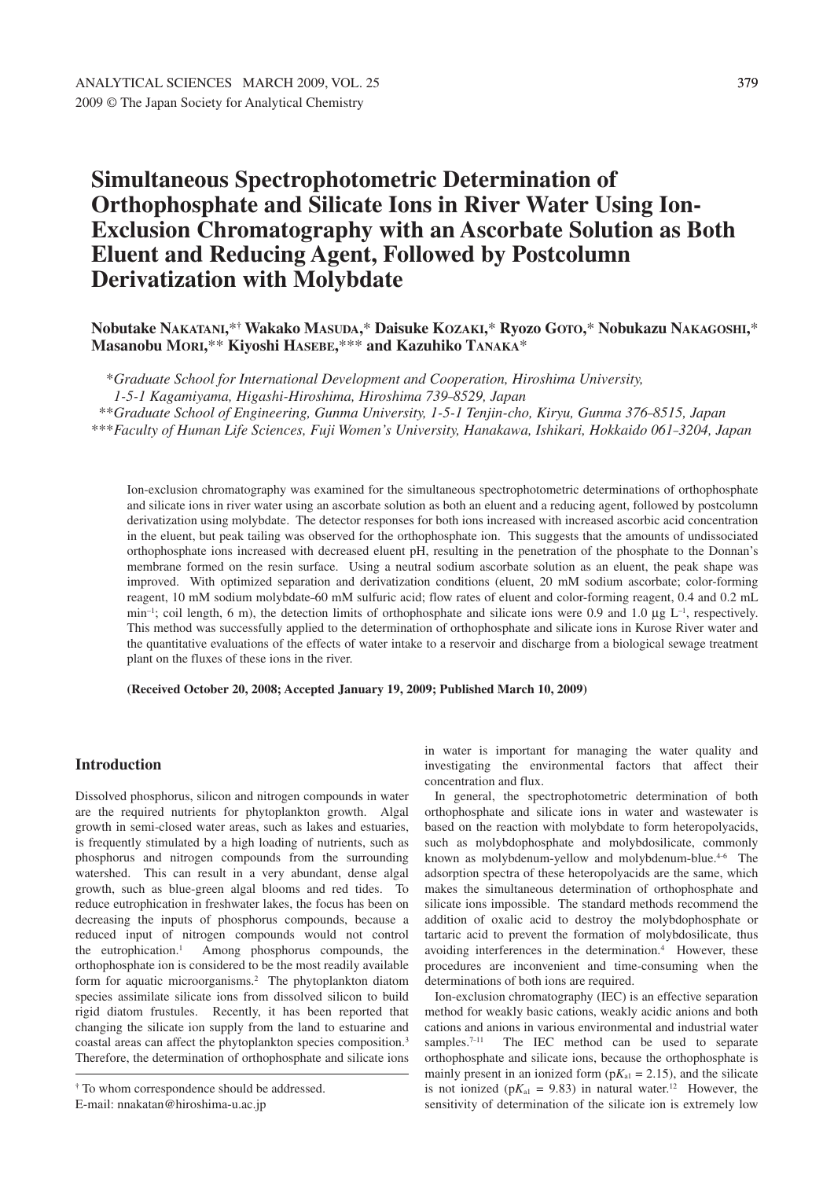# Simultaneous Spectrophotometric Determination of Orthophosphate and Silicate Ions in River Water Using Ion-Exclusion Chromatography with an Ascorbate Solution as Both Eluent and Reducing Agent, Followed by Postcolumn Derivatization with Molybdate

**Nobutake NAKATANI,*† Wakako MASUDA,* Daisuke KOZAKI,* Ryozo GOTO,* Nobukazu NAKAGOSHI,* Masanobu MORI,** Kiyoshi HASEBE,*** and Kazuhiko TANAKA***

*\*Graduate School for International Development and Cooperation, Hiroshima University, 1-5-1 Kagamiyama, Higashi-Hiroshima, Hiroshima 739-8529, Japan*

*\*\*Graduate School of Engineering, Gunma University, 1-5-1 Tenjin-cho, Kiryu, Gunma 376-8515, Japan*

*\*\*\*Faculty of Human Life Sciences, Fuji Women's University, Hanakawa, Ishikari, Hokkaido 061-3204, Japan*

Ion-exclusion chromatography was examined for the simultaneous spectrophotometric determinations of orthophosphate and silicate ions in river water using an ascorbate solution as both an eluent and a reducing agent, followed by postcolumn derivatization using molybdate. The detector responses for both ions increased with increased ascorbic acid concentration in the eluent, but peak tailing was observed for the orthophosphate ion. This suggests that the amounts of undissociated orthophosphate ions increased with decreased eluent pH, resulting in the penetration of the phosphate to the Donnan's membrane formed on the resin surface. Using a neutral sodium ascorbate solution as an eluent, the peak shape was improved. With optimized separation and derivatization conditions (eluent, 20 mM sodium ascorbate; color-forming reagent, 10 mM sodium molybdate-60 mM sulfuric acid; flow rates of eluent and color-forming reagent, 0.4 and 0.2 mL $min^{-1}$; coil length, 6 m), the detection limits of orthophosphate and silicate ions were 0.9 and 1.0 μg $L^{-1}$, respectively. This method was successfully applied to the determination of orthophosphate and silicate ions in Kurose River water and the quantitative evaluations of the effects of water intake to a reservoir and discharge from a biological sewage treatment plant on the fluxes of these ions in the river.

**(Received October 20, 2008; Accepted January 19, 2009; Published March 10, 2009)**

## Introduction

Dissolved phosphorus, silicon and nitrogen compounds in water are the required nutrients for phytoplankton growth. Algal growth in semi-closed water areas, such as lakes and estuaries, is frequently stimulated by a high loading of nutrients, such as phosphorus and nitrogen compounds from the surrounding watershed. This can result in a very abundant, dense algal growth, such as blue-green algal blooms and red tides. To reduce eutrophication in freshwater lakes, the focus has been on decreasing the inputs of phosphorus compounds, because a reduced input of nitrogen compounds would not control the eutrophication.[1] Among phosphorus compounds, the orthophosphate ion is considered to be the most readily available form for aquatic microorganisms.[2] The phytoplankton diatom species assimilate silicate ions from dissolved silicon to build rigid diatom frustules. Recently, it has been reported that changing the silicate ion supply from the land to estuarine and coastal areas can affect the phytoplankton species composition.[3] Therefore, the determination of orthophosphate and silicate ions in water is important for managing the water quality and investigating the environmental factors that affect their concentration and flux.

In general, the spectrophotometric determination of both orthophosphate and silicate ions in water and wastewater is based on the reaction with molybdate to form heteropolyacids, such as molybdophosphate and molybdosilicate, commonly known as molybdenum-yellow and molybdenum-blue.[4-6] The adsorption spectra of these heteropolyacids are the same, which makes the simultaneous determination of orthophosphate and silicate ions impossible. The standard methods recommend the addition of oxalic acid to destroy the molybdophosphate or tartaric acid to prevent the formation of molybdosilicate, thus avoiding interferences in the determination.[4] However, these procedures are inconvenient and time-consuming when the determinations of both ions are required.

Ion-exclusion chromatography (IEC) is an effective separation method for weakly basic cations, weakly acidic anions and both cations and anions in various environmental and industrial water samples.[7-11] The IEC method can be used to separate orthophosphate and silicate ions, because the orthophosphate is mainly present in an ionized form ($pK_{a1}$ = 2.15), and the silicate is not ionized ($pK_{a1}$ = 9.83) in natural water.[12] However, the sensitivity of determination of the silicate ion is extremely low

† To whom correspondence should be addressed.
E-mail: nnakatan@hiroshima-u.ac.jp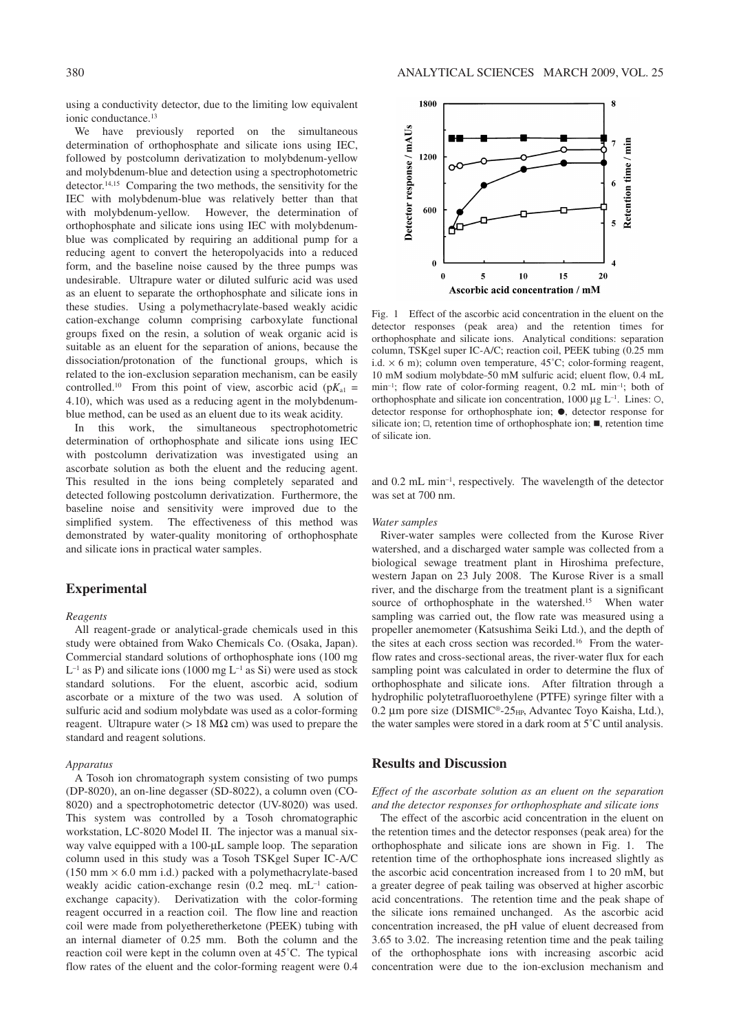using a conductivity detector, due to the limiting low equivalent ionic conductance.[13]

We have previously reported on the simultaneous determination of orthophosphate and silicate ions using IEC, followed by postcolumn derivatization to molybdenum-yellow and molybdenum-blue and detection using a spectrophotometric detector.[14,15] Comparing the two methods, the sensitivity for the IEC with molybdenum-blue was relatively better than that with molybdenum-yellow. However, the determination of orthophosphate and silicate ions using IEC with molybdenum-blue was complicated by requiring an additional pump for a reducing agent to convert the heteropolyacids into a reduced form, and the baseline noise caused by the three pumps was undesirable. Ultrapure water or diluted sulfuric acid was used as an eluent to separate the orthophosphate and silicate ions in these studies. Using a polymethacrylate-based weakly acidic cation-exchange column comprising carboxylate functional groups fixed on the resin, a solution of weak organic acid is suitable as an eluent for the separation of anions, because the dissociation/protonation of the functional groups, which is related to the ion-exclusion separation mechanism, can be easily controlled.[10] From this point of view, ascorbic acid ($pK_{a1}$ = 4.10), which was used as a reducing agent in the molybdenum-blue method, can be used as an eluent due to its weak acidity.

In this work, the simultaneous spectrophotometric determination of orthophosphate and silicate ions using IEC with postcolumn derivatization was investigated using an ascorbate solution as both the eluent and the reducing agent. This resulted in the ions being completely separated and detected following postcolumn derivatization. Furthermore, the baseline noise and sensitivity were improved due to the simplified system. The effectiveness of this method was demonstrated by water-quality monitoring of orthophosphate and silicate ions in practical water samples.

## Experimental

### *Reagents*

All reagent-grade or analytical-grade chemicals used in this study were obtained from Wako Chemicals Co. (Osaka, Japan). Commercial standard solutions of orthophosphate ions (100 mg $L^{-1}$ as P) and silicate ions (1000 mg $L^{-1}$ as Si) were used as stock standard solutions. For the eluent, ascorbic acid, sodium ascorbate or a mixture of the two was used. A solution of sulfuric acid and sodium molybdate was used as a color-forming reagent. Ultrapure water (> 18 MΩ cm) was used to prepare the standard and reagent solutions.

### *Apparatus*

A Tosoh ion chromatograph system consisting of two pumps (DP-8020), an on-line degasser (SD-8022), a column oven (CO-8020) and a spectrophotometric detector (UV-8020) was used. This system was controlled by a Tosoh chromatographic workstation, LC-8020 Model II. The injector was a manual six-way valve equipped with a 100-μL sample loop. The separation column used in this study was a Tosoh TSKgel Super IC-A/C (150 mm × 6.0 mm i.d.) packed with a polymethacrylate-based weakly acidic cation-exchange resin (0.2 meq. $mL^{-1}$ cation-exchange capacity). Derivatization with the color-forming reagent occurred in a reaction coil. The flow line and reaction coil were made from polyetheretherketone (PEEK) tubing with an internal diameter of 0.25 mm. Both the column and the reaction coil were kept in the column oven at 45˚C. The typical flow rates of the eluent and the color-forming reagent were 0.4 and 0.2 mL $min^{-1}$, respectively. The wavelength of the detector was set at 700 nm.

Fig. 1 Effect of the ascorbic acid concentration in the eluent on the detector responses (peak area) and the retention times for orthophosphate and silicate ions. Analytical conditions: separation column, TSKgel super IC-A/C; reaction coil, PEEK tubing (0.25 mm i.d. × 6 m); column oven temperature, 45˚C; color-forming reagent, 10 mM sodium molybdate-50 mM sulfuric acid; eluent flow, 0.4 mL $min^{-1}$; flow rate of color-forming reagent, 0.2 mL $min^{-1}$; both of orthophosphate and silicate ion concentration, 1000 μg $L^{-1}$. Lines: ○, detector response for orthophosphate ion; ●, detector response for silicate ion; □, retention time of orthophosphate ion; ■, retention time of silicate ion.

### *Water samples*

River-water samples were collected from the Kurose River watershed, and a discharged water sample was collected from a biological sewage treatment plant in Hiroshima prefecture, western Japan on 23 July 2008. The Kurose River is a small river, and the discharge from the treatment plant is a significant source of orthophosphate in the watershed.[15] When water sampling was carried out, the flow rate was measured using a propeller anemometer (Katsushima Seiki Ltd.), and the depth of the sites at each cross section was recorded.[16] From the water-flow rates and cross-sectional areas, the river-water flux for each sampling point was calculated in order to determine the flux of orthophosphate and silicate ions. After filtration through a hydrophilic polytetrafluoroethylene (PTFE) syringe filter with a 0.2 μm pore size (DISMIC®-25$_{HP}$, Advantec Toyo Kaisha, Ltd.), the water samples were stored in a dark room at 5˚C until analysis.

## Results and Discussion

### *Effect of the ascorbate solution as an eluent on the separation and the detector responses for orthophosphate and silicate ions*

The effect of the ascorbic acid concentration in the eluent on the retention times and the detector responses (peak area) for the orthophosphate and silicate ions are shown in Fig. 1. The retention time of the orthophosphate ions increased slightly as the ascorbic acid concentration increased from 1 to 20 mM, but a greater degree of peak tailing was observed at higher ascorbic acid concentrations. The retention time and the peak shape of the silicate ions remained unchanged. As the ascorbic acid concentration increased, the pH value of eluent decreased from 3.65 to 3.02. The increasing retention time and the peak tailing of the orthophosphate ions with increasing ascorbic acid concentration were due to the ion-exclusion mechanism and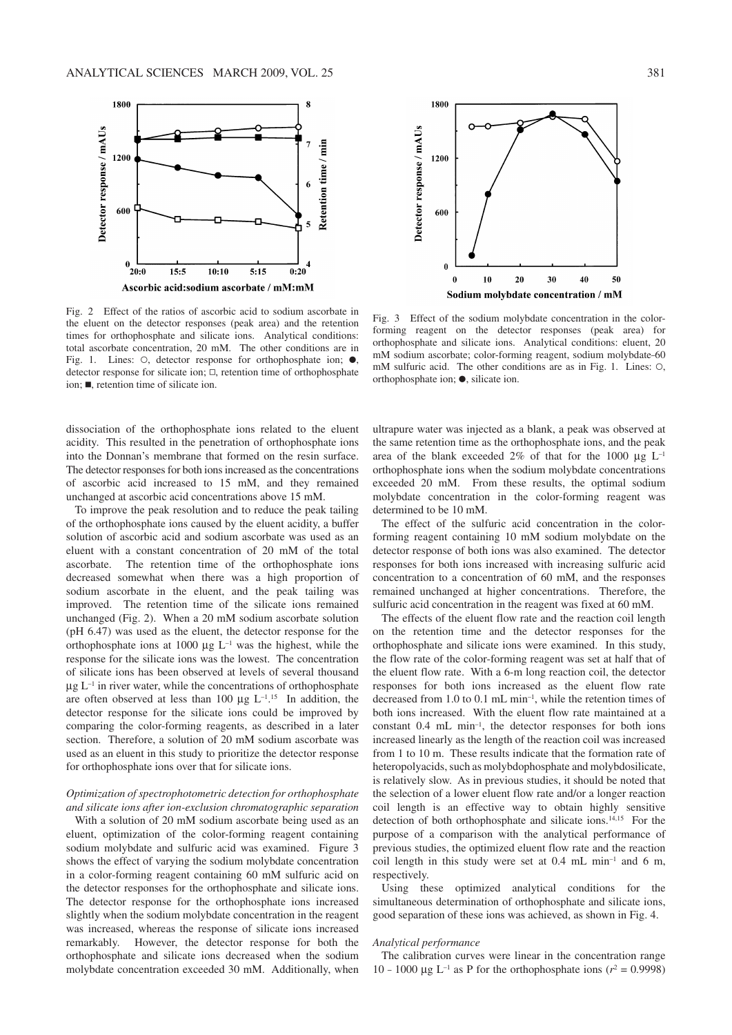Fig. 2 Effect of the ratios of ascorbic acid to sodium ascorbate in the eluent on the detector responses (peak area) and the retention times for orthophosphate and silicate ions. Analytical conditions: total ascorbate concentration, 20 mM. The other conditions are in Fig. 1. Lines: ○, detector response for orthophosphate ion; ●, detector response for silicate ion; □, retention time of orthophosphate ion; ■, retention time of silicate ion.

Fig. 3 Effect of the sodium molybdate concentration in the color-forming reagent on the detector responses (peak area) for orthophosphate and silicate ions. Analytical conditions: eluent, 20 mM sodium ascorbate; color-forming reagent, sodium molybdate-60 mM sulfuric acid. The other conditions are as in Fig. 1. Lines: ○, orthophosphate ion; ●, silicate ion.

dissociation of the orthophosphate ions related to the eluent acidity. This resulted in the penetration of orthophosphate ions into the Donnan's membrane that formed on the resin surface. The detector responses for both ions increased as the concentrations of ascorbic acid increased to 15 mM, and they remained unchanged at ascorbic acid concentrations above 15 mM.

To improve the peak resolution and to reduce the peak tailing of the orthophosphate ions caused by the eluent acidity, a buffer solution of ascorbic acid and sodium ascorbate was used as an eluent with a constant concentration of 20 mM of the total ascorbate. The retention time of the orthophosphate ions decreased somewhat when there was a high proportion of sodium ascorbate in the eluent, and the peak tailing was improved. The retention time of the silicate ions remained unchanged (Fig. 2). When a 20 mM sodium ascorbate solution (pH 6.47) was used as the eluent, the detector response for the orthophosphate ions at 1000 μg $L^{-1}$ was the highest, while the response for the silicate ions was the lowest. The concentration of silicate ions has been observed at levels of several thousand μg $L^{-1}$ in river water, while the concentrations of orthophosphate are often observed at less than 100 μg $L^{-1}$.[15] In addition, the detector response for the silicate ions could be improved by comparing the color-forming reagents, as described in a later section. Therefore, a solution of 20 mM sodium ascorbate was used as an eluent in this study to prioritize the detector response for orthophosphate ions over that for silicate ions.

*Optimization of spectrophotometric detection for orthophosphate and silicate ions after ion-exclusion chromatographic separation*

With a solution of 20 mM sodium ascorbate being used as an eluent, optimization of the color-forming reagent containing sodium molybdate and sulfuric acid was examined. Figure 3 shows the effect of varying the sodium molybdate concentration in a color-forming reagent containing 60 mM sulfuric acid on the detector responses for the orthophosphate and silicate ions. The detector response for the orthophosphate ions increased slightly when the sodium molybdate concentration in the reagent was increased, whereas the response of silicate ions increased remarkably. However, the detector response for both the orthophosphate and silicate ions decreased when the sodium molybdate concentration exceeded 30 mM. Additionally, when ultrapure water was injected as a blank, a peak was observed at the same retention time as the orthophosphate ions, and the peak area of the blank exceeded 2% of that for the 1000 μg $L^{-1}$ orthophosphate ions when the sodium molybdate concentrations exceeded 20 mM. From these results, the optimal sodium molybdate concentration in the color-forming reagent was determined to be 10 mM.

The effect of the sulfuric acid concentration in the color-forming reagent containing 10 mM sodium molybdate on the detector response of both ions was also examined. The detector responses for both ions increased with increasing sulfuric acid concentration to a concentration of 60 mM, and the responses remained unchanged at higher concentrations. Therefore, the sulfuric acid concentration in the reagent was fixed at 60 mM.

The effects of the eluent flow rate and the reaction coil length on the retention time and the detector responses for the orthophosphate and silicate ions were examined. In this study, the flow rate of the color-forming reagent was set at half that of the eluent flow rate. With a 6-m long reaction coil, the detector responses for both ions increased as the eluent flow rate decreased from 1.0 to 0.1 mL $min^{-1}$, while the retention times of both ions increased. With the eluent flow rate maintained at a constant 0.4 mL $min^{-1}$, the detector responses for both ions increased linearly as the length of the reaction coil was increased from 1 to 10 m. These results indicate that the formation rate of heteropolyacids, such as molybdophosphate and molybdosilicate, is relatively slow. As in previous studies, it should be noted that the selection of a lower eluent flow rate and/or a longer reaction coil length is an effective way to obtain highly sensitive detection of both orthophosphate and silicate ions.[14,15] For the purpose of a comparison with the analytical performance of previous studies, the optimized eluent flow rate and the reaction coil length in this study were set at 0.4 mL $min^{-1}$ and 6 m, respectively.

Using these optimized analytical conditions for the simultaneous determination of orthophosphate and silicate ions, good separation of these ions was achieved, as shown in Fig. 4.

*Analytical performance*

The calibration curves were linear in the concentration range 10 - 1000 μg $L^{-1}$ as P for the orthophosphate ions ($r^2 = 0.9998$)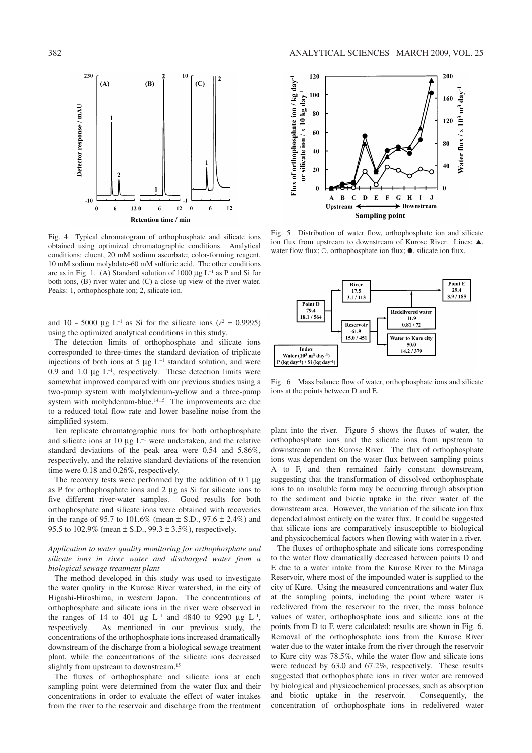Fig. 4 Typical chromatogram of orthophosphate and silicate ions obtained using optimized chromatographic conditions. Analytical conditions: eluent, 20 mM sodium ascorbate; color-forming reagent, 10 mM sodium molybdate-60 mM sulfuric acid. The other conditions are as in Fig. 1. (A) Standard solution of 1000 μg $L^{-1}$ as P and Si for both ions, (B) river water and (C) a close-up view of the river water. Peaks: 1, orthophosphate ion; 2, silicate ion.

Fig. 5 Distribution of water flow, orthophosphate ion and silicate ion flux from upstream to downstream of Kurose River. Lines: ▲, water flow flux; ○, orthophosphate ion flux; ●, silicate ion flux.

Fig. 6 Mass balance flow of water, orthophosphate ions and silicate ions at the points between D and E.

and 10 - 5000 μg $L^{-1}$ as Si for the silicate ions ($r^2$ = 0.9995) using the optimized analytical conditions in this study.

The detection limits of orthophosphate and silicate ions corresponded to three-times the standard deviation of triplicate injections of both ions at 5 μg $L^{-1}$ standard solution, and were 0.9 and 1.0 μg $L^{-1}$, respectively. These detection limits were somewhat improved compared with our previous studies using a two-pump system with molybdenum-yellow and a three-pump system with molybdenum-blue.[14,15] The improvements are due to a reduced total flow rate and lower baseline noise from the simplified system.

Ten replicate chromatographic runs for both orthophosphate and silicate ions at 10 μg $L^{-1}$ were undertaken, and the relative standard deviations of the peak area were 0.54 and 5.86%, respectively, and the relative standard deviations of the retention time were 0.18 and 0.26%, respectively.

The recovery tests were performed by the addition of 0.1 μg as P for orthophosphate ions and 2 μg as Si for silicate ions to five different river-water samples. Good results for both orthophosphate and silicate ions were obtained with recoveries in the range of 95.7 to 101.6% (mean ± S.D., 97.6 ± 2.4%) and 95.5 to 102.9% (mean ± S.D., 99.3 ± 3.5%), respectively.

*Application to water quality monitoring for orthophosphate and silicate ions in river water and discharged water from a biological sewage treatment plant*

The method developed in this study was used to investigate the water quality in the Kurose River watershed, in the city of Higashi-Hiroshima, in western Japan. The concentrations of orthophosphate and silicate ions in the river were observed in the ranges of 14 to 401 μg $L^{-1}$ and 4840 to 9290 μg $L^{-1}$, respectively. As mentioned in our previous study, the concentrations of the orthophosphate ions increased dramatically downstream of the discharge from a biological sewage treatment plant, while the concentrations of the silicate ions decreased slightly from upstream to downstream.[15]

The fluxes of orthophosphate and silicate ions at each sampling point were determined from the water flux and their concentrations in order to evaluate the effect of water intakes from the river to the reservoir and discharge from the treatment plant into the river. Figure 5 shows the fluxes of water, the orthophosphate ions and the silicate ions from upstream to downstream on the Kurose River. The flux of orthophosphate ions was dependent on the water flux between sampling points A to F, and then remained fairly constant downstream, suggesting that the transformation of dissolved orthophosphate ions to an insoluble form may be occurring through absorption to the sediment and biotic uptake in the river water of the downstream area. However, the variation of the silicate ion flux depended almost entirely on the water flux. It could be suggested that silicate ions are comparatively insusceptible to biological and physicochemical factors when flowing with water in a river.

The fluxes of orthophosphate and silicate ions corresponding to the water flow dramatically decreased between points D and E due to a water intake from the Kurose River to the Minaga Reservoir, where most of the impounded water is supplied to the city of Kure. Using the measured concentrations and water flux at the sampling points, including the point where water is redelivered from the reservoir to the river, the mass balance values of water, orthophosphate ions and silicate ions at the points from D to E were calculated; results are shown in Fig. 6. Removal of the orthophosphate ions from the Kurose River water due to the water intake from the river through the reservoir to Kure city was 78.5%, while the water flow and silicate ions were reduced by 63.0 and 67.2%, respectively. These results suggested that orthophosphate ions in river water are removed by biological and physicochemical processes, such as absorption and biotic uptake in the reservoir. Consequently, the concentration of orthophosphate ions in redelivered water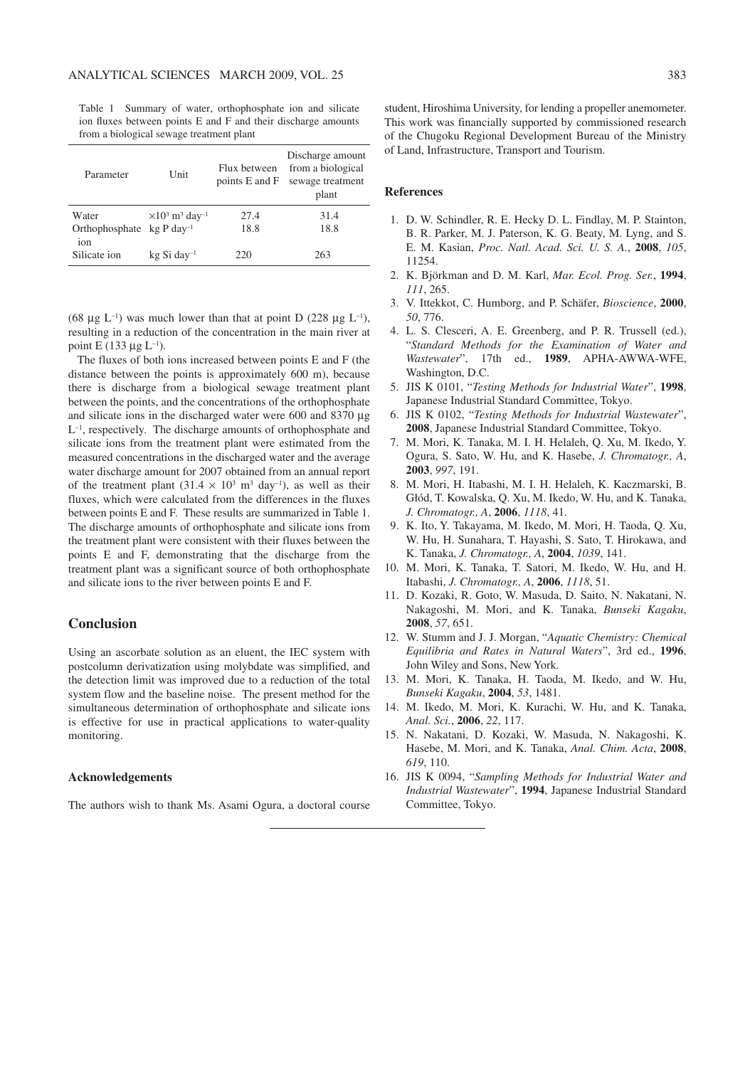Table 1 Summary of water, orthophosphate ion and silicate ion fluxes between points E and F and their discharge amounts from a biological sewage treatment plant

| Parameter | Unit | Flux between points E and F | Discharge amount from a biological sewage treatment plant |
|---|---|---|---|
| Water | $\times 10^3$ m$^3$ day$^{-1}$ | 27.4 | 31.4 |
| Orthophosphate ion | kg P day$^{-1}$ | 18.8 | 18.8 |
| Silicate ion | kg Si day$^{-1}$ | 220 | 263 |

(68 μg L$^{-1}$) was much lower than that at point D (228 μg L$^{-1}$), resulting in a reduction of the concentration in the main river at point E (133 μg L$^{-1}$).

The fluxes of both ions increased between points E and F (the distance between the points is approximately 600 m), because there is discharge from a biological sewage treatment plant between the points, and the concentrations of the orthophosphate and silicate ions in the discharged water were 600 and 8370 μg L$^{-1}$, respectively. The discharge amounts of orthophosphate and silicate ions from the treatment plant were estimated from the measured concentrations in the discharged water and the average water discharge amount for 2007 obtained from an annual report of the treatment plant ($31.4 \times 10^3$ m$^3$ day$^{-1}$), as well as their fluxes, which were calculated from the differences in the fluxes between points E and F. These results are summarized in Table 1. The discharge amounts of orthophosphate and silicate ions from the treatment plant were consistent with their fluxes between the points E and F, demonstrating that the discharge from the treatment plant was a significant source of both orthophosphate and silicate ions to the river between points E and F.

## Conclusion

Using an ascorbate solution as an eluent, the IEC system with postcolumn derivatization using molybdate was simplified, and the detection limit was improved due to a reduction of the total system flow and the baseline noise. The present method for the simultaneous determination of orthophosphate and silicate ions is effective for use in practical applications to water-quality monitoring.

### Acknowledgements

The authors wish to thank Ms. Asami Ogura, a doctoral course student, Hiroshima University, for lending a propeller anemometer. This work was financially supported by commissioned research of the Chugoku Regional Development Bureau of the Ministry of Land, Infrastructure, Transport and Tourism.

### References

1. D. W. Schindler, R. E. Hecky D. L. Findlay, M. P. Stainton, B. R. Parker, M. J. Paterson, K. G. Beaty, M. Lyng, and S. E. M. Kasian, *Proc. Natl. Acad. Sci. U. S. A.*, **2008**, *105*, 11254.
2. K. Björkman and D. M. Karl, *Mar. Ecol. Prog. Ser.*, **1994**, *111*, 265.
3. V. Ittekkot, C. Humborg, and P. Schäfer, *Bioscience*, **2000**, *50*, 776.
4. L. S. Clesceri, A. E. Greenberg, and P. R. Trussell (ed.), "*Standard Methods for the Examination of Water and Wastewater*", 17th ed., **1989**, APHA-AWWA-WFE, Washington, D.C.
5. JIS K 0101, "*Testing Methods for Industrial Water*", **1998**, Japanese Industrial Standard Committee, Tokyo.
6. JIS K 0102, "*Testing Methods for Industrial Wastewater*", **2008**, Japanese Industrial Standard Committee, Tokyo.
7. M. Mori, K. Tanaka, M. I. H. Helaleh, Q. Xu, M. Ikedo, Y. Ogura, S. Sato, W. Hu, and K. Hasebe, *J. Chromatogr., A*, **2003**, *997*, 191.
8. M. Mori, H. Itabashi, M. I. H. Helaleh, K. Kaczmarski, B. Głód, T. Kowalska, Q. Xu, M. Ikedo, W. Hu, and K. Tanaka, *J. Chromatogr., A*, **2006**, *1118*, 41.
9. K. Ito, Y. Takayama, M. Ikedo, M. Mori, H. Taoda, Q. Xu, W. Hu, H. Sunahara, T. Hayashi, S. Sato, T. Hirokawa, and K. Tanaka, *J. Chromatogr., A*, **2004**, *1039*, 141.
10. M. Mori, K. Tanaka, T. Satori, M. Ikedo, W. Hu, and H. Itabashi, *J. Chromatogr., A*, **2006**, *1118*, 51.
11. D. Kozaki, R. Goto, W. Masuda, D. Saito, N. Nakatani, N. Nakagoshi, M. Mori, and K. Tanaka, *Bunseki Kagaku*, **2008**, *57*, 651.
12. W. Stumm and J. J. Morgan, "*Aquatic Chemistry: Chemical Equilibria and Rates in Natural Waters*", 3rd ed., **1996**, John Wiley and Sons, New York.
13. M. Mori, K. Tanaka, H. Taoda, M. Ikedo, and W. Hu, *Bunseki Kagaku*, **2004**, *53*, 1481.
14. M. Ikedo, M. Mori, K. Kurachi, W. Hu, and K. Tanaka, *Anal. Sci.*, **2006**, *22*, 117.
15. N. Nakatani, D. Kozaki, W. Masuda, N. Nakagoshi, K. Hasebe, M. Mori, and K. Tanaka, *Anal. Chim. Acta*, **2008**, *619*, 110.
16. JIS K 0094, "*Sampling Methods for Industrial Water and Industrial Wastewater*", **1994**, Japanese Industrial Standard Committee, Tokyo.